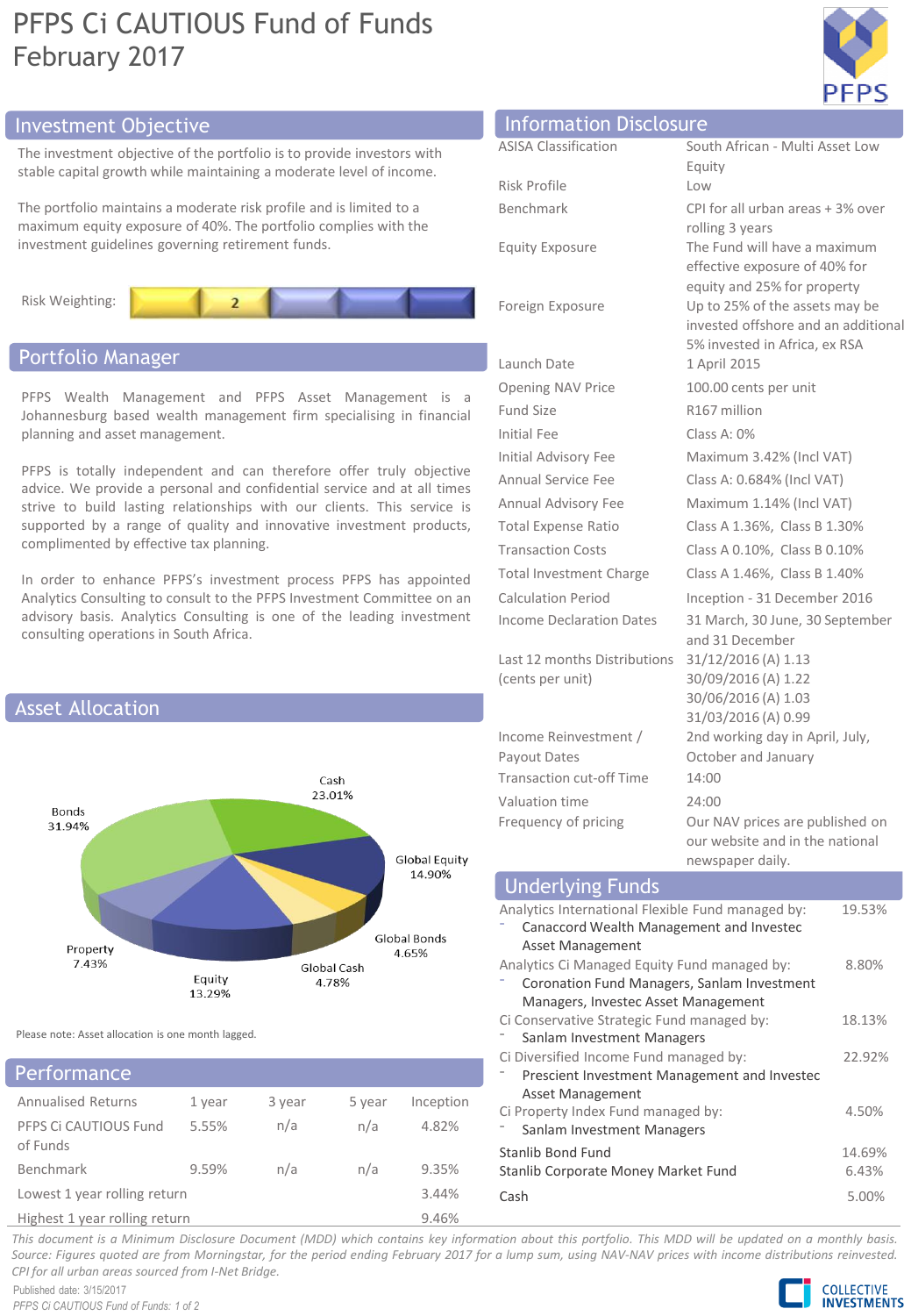# PFPS Ci CAUTIOUS Fund of Funds
February 2017

## Investment Objective

The investment objective of the portfolio is to provide investors with stable capital growth while maintaining a moderate level of income.

The portfolio maintains a moderate risk profile and is limited to a maximum equity exposure of 40%. The portfolio complies with the investment guidelines governing retirement funds.

Risk Weighting: 2

## Portfolio Manager

PFPS Wealth Management and PFPS Asset Management is a Johannesburg based wealth management firm specialising in financial planning and asset management.

PFPS is totally independent and can therefore offer truly objective advice. We provide a personal and confidential service and at all times strive to build lasting relationships with our clients. This service is supported by a range of quality and innovative investment products, complimented by effective tax planning.

In order to enhance PFPS's investment process PFPS has appointed Analytics Consulting to consult to the PFPS Investment Committee on an advisory basis. Analytics Consulting is one of the leading investment consulting operations in South Africa.

## Asset Allocation

| Asset | Allocation |
|---|---|
| Cash | 23.01% |
| Global Equity | 14.90% |
| Global Bonds | 4.65% |
| Global Cash | 4.78% |
| Equity | 13.29% |
| Property | 7.43% |
| Bonds | 31.94% |

Please note: Asset allocation is one month lagged.

## Performance

| Annualised Returns | 1 year | 3 year | 5 year | Inception |
|---|---|---|---|---|
| PFPS Ci CAUTIOUS Fund of Funds | 5.55% | n/a | n/a | 4.82% |
| Benchmark | 9.59% | n/a | n/a | 9.35% |
| Lowest 1 year rolling return | | | | 3.44% |
| Highest 1 year rolling return | | | | 9.46% |

## Information Disclosure

| | |
|---|---|
| ASISA Classification | South African - Multi Asset Low Equity |
| Risk Profile | Low |
| Benchmark | CPI for all urban areas + 3% over rolling 3 years |
| Equity Exposure | The Fund will have a maximum effective exposure of 40% for equity and 25% for property |
| Foreign Exposure | Up to 25% of the assets may be invested offshore and an additional 5% invested in Africa, ex RSA |
| Launch Date | 1 April 2015 |
| Opening NAV Price | 100.00 cents per unit |
| Fund Size | R167 million |
| Initial Fee | Class A: 0% |
| Initial Advisory Fee | Maximum 3.42% (Incl VAT) |
| Annual Service Fee | Class A: 0.684% (Incl VAT) |
| Annual Advisory Fee | Maximum 1.14% (Incl VAT) |
| Total Expense Ratio | Class A 1.36%, Class B 1.30% |
| Transaction Costs | Class A 0.10%, Class B 0.10% |
| Total Investment Charge | Class A 1.46%, Class B 1.40% |
| Calculation Period | Inception - 31 December 2016 |
| Income Declaration Dates | 31 March, 30 June, 30 September and 31 December |
| Last 12 months Distributions (cents per unit) | 31/12/2016 (A) 1.13<br>30/09/2016 (A) 1.22<br>30/06/2016 (A) 1.03<br>31/03/2016 (A) 0.99 |
| Income Reinvestment / Payout Dates | 2nd working day in April, July, October and January |
| Transaction cut-off Time | 14:00 |
| Valuation time | 24:00 |
| Frequency of pricing | Our NAV prices are published on our website and in the national newspaper daily. |

## Underlying Funds

| Fund | Weight |
|---|---|
| Analytics International Flexible Fund managed by:<br>- Canaccord Wealth Management and Investec Asset Management | 19.53% |
| Analytics Ci Managed Equity Fund managed by:<br>- Coronation Fund Managers, Sanlam Investment Managers, Investec Asset Management | 8.80% |
| Ci Conservative Strategic Fund managed by:<br>- Sanlam Investment Managers | 18.13% |
| Ci Diversified Income Fund managed by:<br>- Prescient Investment Management and Investec Asset Management | 22.92% |
| Ci Property Index Fund managed by:<br>- Sanlam Investment Managers | 4.50% |
| Stanlib Bond Fund | 14.69% |
| Stanlib Corporate Money Market Fund | 6.43% |
| Cash | 5.00% |

*This document is a Minimum Disclosure Document (MDD) which contains key information about this portfolio. This MDD will be updated on a monthly basis. Source: Figures quoted are from Morningstar, for the period ending February 2017 for a lump sum, using NAV-NAV prices with income distributions reinvested. CPI for all urban areas sourced from I-Net Bridge.*

Published date: 3/15/2017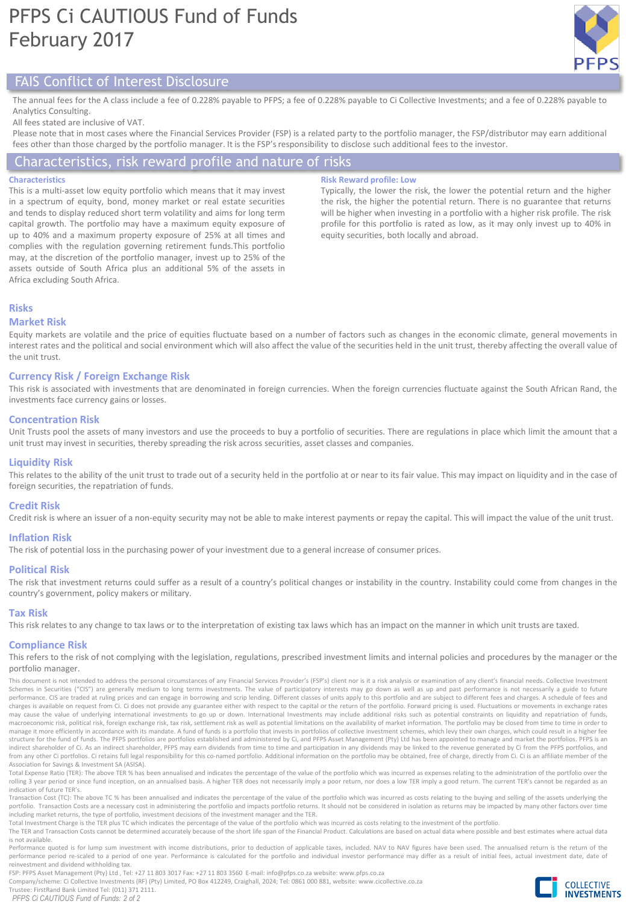# PFPS Ci CAUTIOUS Fund of Funds
# February 2017

## FAIS Conflict of Interest Disclosure

The annual fees for the A class include a fee of 0.228% payable to PFPS; a fee of 0.228% payable to Ci Collective Investments; and a fee of 0.228% payable to Analytics Consulting.

All fees stated are inclusive of VAT.

Please note that in most cases where the Financial Services Provider (FSP) is a related party to the portfolio manager, the FSP/distributor may earn additional fees other than those charged by the portfolio manager. It is the FSP's responsibility to disclose such additional fees to the investor.

## Characteristics, risk reward profile and nature of risks

### Characteristics

This is a multi-asset low equity portfolio which means that it may invest in a spectrum of equity, bond, money market or real estate securities and tends to display reduced short term volatility and aims for long term capital growth. The portfolio may have a maximum equity exposure of up to 40% and a maximum property exposure of 25% at all times and complies with the regulation governing retirement funds.This portfolio may, at the discretion of the portfolio manager, invest up to 25% of the assets outside of South Africa plus an additional 5% of the assets in Africa excluding South Africa.

### Risk Reward profile: Low

Typically, the lower the risk, the lower the potential return and the higher the risk, the higher the potential return. There is no guarantee that returns will be higher when investing in a portfolio with a higher risk profile. The risk profile for this portfolio is rated as low, as it may only invest up to 40% in equity securities, both locally and abroad.

### Risks

### Market Risk

Equity markets are volatile and the price of equities fluctuate based on a number of factors such as changes in the economic climate, general movements in interest rates and the political and social environment which will also affect the value of the securities held in the unit trust, thereby affecting the overall value of the unit trust.

### Currency Risk / Foreign Exchange Risk

This risk is associated with investments that are denominated in foreign currencies. When the foreign currencies fluctuate against the South African Rand, the investments face currency gains or losses.

### Concentration Risk

Unit Trusts pool the assets of many investors and use the proceeds to buy a portfolio of securities. There are regulations in place which limit the amount that a unit trust may invest in securities, thereby spreading the risk across securities, asset classes and companies.

### Liquidity Risk

This relates to the ability of the unit trust to trade out of a security held in the portfolio at or near to its fair value. This may impact on liquidity and in the case of foreign securities, the repatriation of funds.

### Credit Risk

Credit risk is where an issuer of a non-equity security may not be able to make interest payments or repay the capital. This will impact the value of the unit trust.

### Inflation Risk

The risk of potential loss in the purchasing power of your investment due to a general increase of consumer prices.

### Political Risk

The risk that investment returns could suffer as a result of a country's political changes or instability in the country. Instability could come from changes in the country's government, policy makers or military.

### Tax Risk

This risk relates to any change to tax laws or to the interpretation of existing tax laws which has an impact on the manner in which unit trusts are taxed.

### Compliance Risk

This refers to the risk of not complying with the legislation, regulations, prescribed investment limits and internal policies and procedures by the manager or the portfolio manager.

This document is not intended to address the personal circumstances of any Financial Services Provider's (FSP's) client nor is it a risk analysis or examination of any client's financial needs. Collective Investment Schemes in Securities ("CIS") are generally medium to long terms investments. The value of participatory interests may go down as well as up and past performance is not necessarily a guide to future performance. CIS are traded at ruling prices and can engage in borrowing and scrip lending. Different classes of units apply to this portfolio and are subject to different fees and charges. A schedule of fees and charges is available on request from Ci. Ci does not provide any guarantee either with respect to the capital or the return of the portfolio. Forward pricing is used. Fluctuations or movements in exchange rates may cause the value of underlying international investments to go up or down. International Investments may include additional risks such as potential constraints on liquidity and repatriation of funds, macroeconomic risk, political risk, foreign exchange risk, tax risk, settlement risk as well as potential limitations on the availability of market information. The portfolio may be closed from time to time in order to manage it more efficiently in accordance with its mandate. A fund of funds is a portfolio that invests in portfolios of collective investment schemes, which levy their own charges, which could result in a higher fee structure for the fund of funds. The PFPS portfolios are portfolios established and administered by Ci, and PFPS Asset Management (Pty) Ltd has been appointed to manage and market the portfolios. PFPS is an indirect shareholder of Ci. As an indirect shareholder, PFPS may earn dividends from time to time and participation in any dividends may be linked to the revenue generated by Ci from the PFPS portfolios, and from any other Ci portfolios. Ci retains full legal responsibility for this co-named portfolio. Additional information on the portfolio may be obtained, free of charge, directly from Ci. Ci is an affiliate member of the Association for Savings & Investment SA (ASISA).

Total Expense Ratio (TER): The above TER % has been annualised and indicates the percentage of the value of the portfolio which was incurred as expenses relating to the administration of the portfolio over the rolling 3 year period or since fund inception, on an annualised basis. A higher TER does not necessarily imply a poor return, nor does a low TER imply a good return. The current TER's cannot be regarded as an indication of future TER's.

Transaction Cost (TC): The above TC % has been annualised and indicates the percentage of the value of the portfolio which was incurred as costs relating to the buying and selling of the assets underlying the portfolio. Transaction Costs are a necessary cost in administering the portfolio and impacts portfolio returns. It should not be considered in isolation as returns may be impacted by many other factors over time including market returns, the type of portfolio, investment decisions of the investment manager and the TER.

Total Investment Charge is the TER plus TC which indicates the percentage of the value of the portfolio which was incurred as costs relating to the investment of the portfolio.

The TER and Transaction Costs cannot be determined accurately because of the short life span of the Financial Product. Calculations are based on actual data where possible and best estimates where actual data is not available.

Performance quoted is for lump sum investment with income distributions, prior to deduction of applicable taxes, included. NAV to NAV figures have been used. The annualised return is the return of the performance period re-scaled to a period of one year. Performance is calculated for the portfolio and individual investor performance may differ as a result of initial fees, actual investment date, date of reinvestment and dividend withholding tax.

FSP: PFPS Asset Management (Pty) Ltd , Tel: +27 11 803 3017 Fax: +27 11 803 3560 E-mail: info@pfps.co.za website: www.pfps.co.za

Company/scheme: Ci Collective Investments (RF) (Pty) Limited, PO Box 412249, Craighall, 2024; Tel: 0861 000 881, website: www.cicollective.co.za

Trustee: FirstRand Bank Limited Tel: (011) 371 2111.